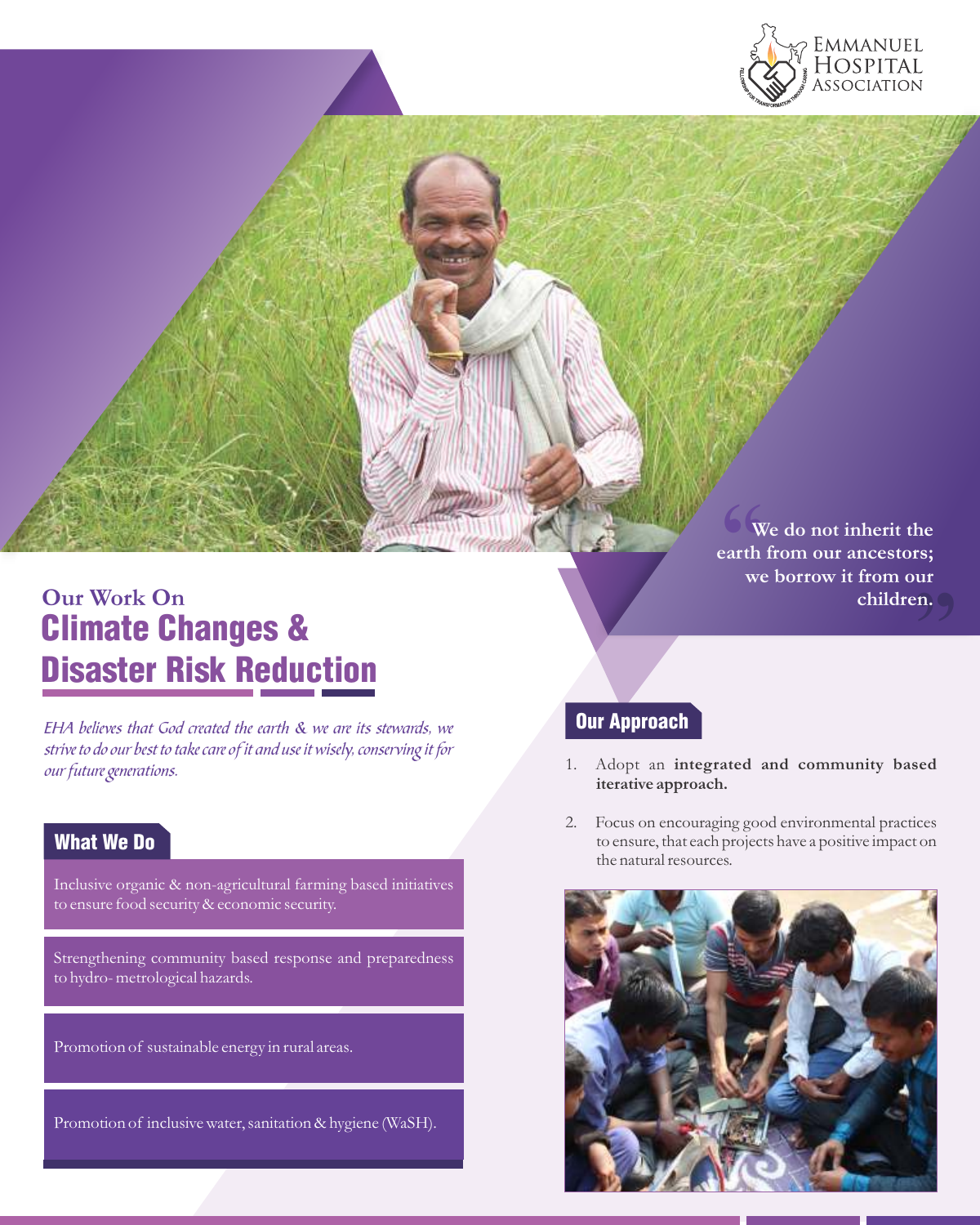Emmanuel Hospital Association

> "We do not inherit the earth from our ancestors; we borrow it from our children."

### Our Work On
# Climate Changes & Disaster Risk Reduction

*EHA believes that God created the earth & we are its stewards, we strive to do our best to take care of it and use it wisely, conserving it for our future generations.*

## What We Do

Inclusive organic & non-agricultural farming based initiatives to ensure food security & economic security.

Strengthening community based response and preparedness to hydro- metrological hazards.

Promotion of sustainable energy in rural areas.

Promotion of inclusive water, sanitation & hygiene (WaSH).

## Our Approach

1. Adopt an **integrated and community based iterative approach.**
2. Focus on encouraging good environmental practices to ensure, that each projects have a positive impact on the natural resources.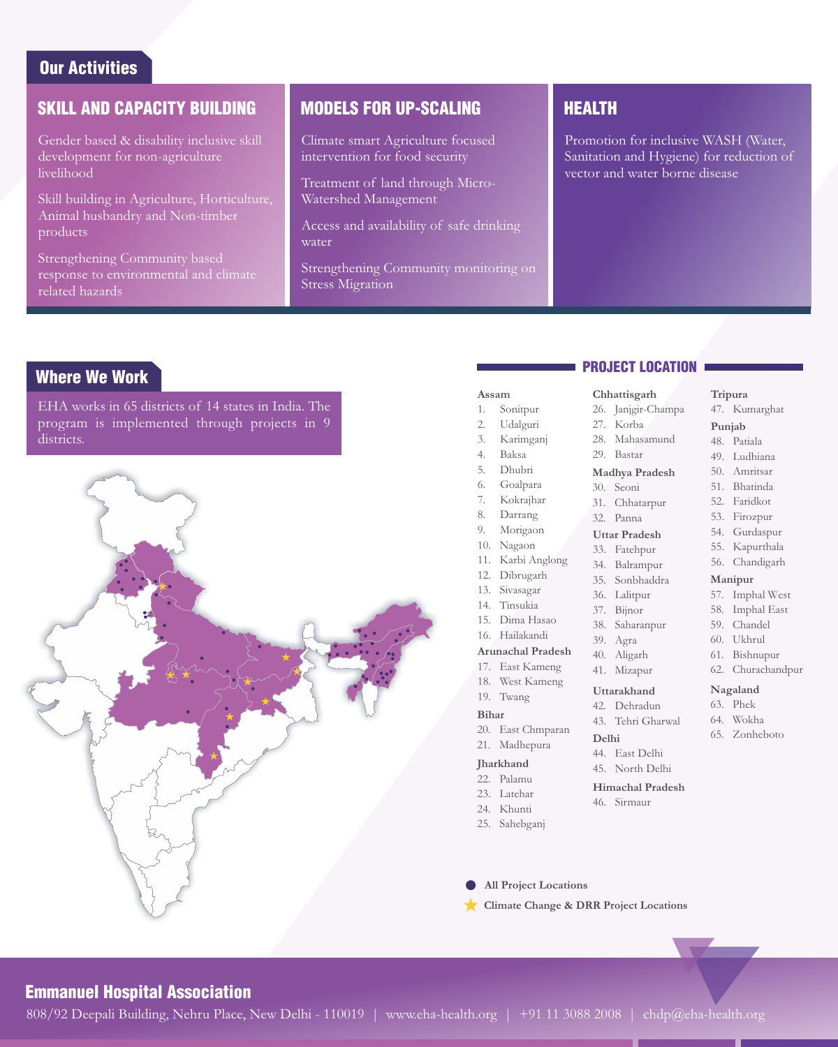## Our Activities

### SKILL AND CAPACITY BUILDING

Gender based & disability inclusive skill development for non-agriculture livelihood

Skill building in Agriculture, Horticulture, Animal husbandry and Non-timber products

Strengthening Community based response to environmental and climate related hazards

### MODELS FOR UP-SCALING

Climate smart Agriculture focused intervention for food security

Treatment of land through Micro-Watershed Management

Access and availability of safe drinking water

Strengthening Community monitoring on Stress Migration

### HEALTH

Promotion for inclusive WASH (Water, Sanitation and Hygiene) for reduction of vector and water borne disease

## Where We Work

EHA works in 65 districts of 14 states in India. The program is implemented through projects in 9 districts.

### PROJECT LOCATION

**Assam**

1. Sonitpur
2. Udalguri
3. Karimganj
4. Baksa
5. Dhubri
6. Goalpara
7. Kokrajhar
8. Darrang
9. Morigaon
10. Nagaon
11. Karbi Anglong
12. Dibrugarh
13. Sivasagar
14. Tinsukia
15. Dima Hasao
16. Hailakandi

**Arunachal Pradesh**

17. East Kameng
18. West Kameng
19. Twang

**Bihar**

20. East Chmparan
21. Madhepura

**Jharkhand**

22. Palamu
23. Latehar
24. Khunti
25. Sahebganj

**Chhattisgarh**

26. Janjgir-Champa
27. Korba
28. Mahasamund
29. Bastar

**Madhya Pradesh**

30. Seoni
31. Chhatarpur
32. Panna

**Uttar Pradesh**

33. Fatehpur
34. Balrampur
35. Sonbhaddra
36. Lalitpur
37. Bijnor
38. Saharanpur
39. Agra
40. Aligarh
41. Mizapur

**Uttarakhand**

42. Dehradun
43. Tehri Gharwal

**Delhi**

44. East Delhi
45. North Delhi

**Himachal Pradesh**

46. Sirmaur

**Tripura**

47. Kumarghat

**Punjab**

48. Patiala
49. Ludhiana
50. Amritsar
51. Bhatinda
52. Faridkot
53. Firozpur
54. Gurdaspur
55. Kapurthala
56. Chandigarh

**Manipur**

57. Imphal West
58. Imphal East
59. Chandel
60. Ukhrul
61. Bishnupur
62. Churachandpur

**Nagaland**

63. Phek
64. Wokha
65. Zonheboto

● **All Project Locations**

★ **Climate Change & DRR Project Locations**

**Emmanuel Hospital Association**

808/92 Deepali Building, Nehru Place, New Delhi - 110019 | www.eha-health.org | +91 11 3088 2008 | chdp@eha-health.org